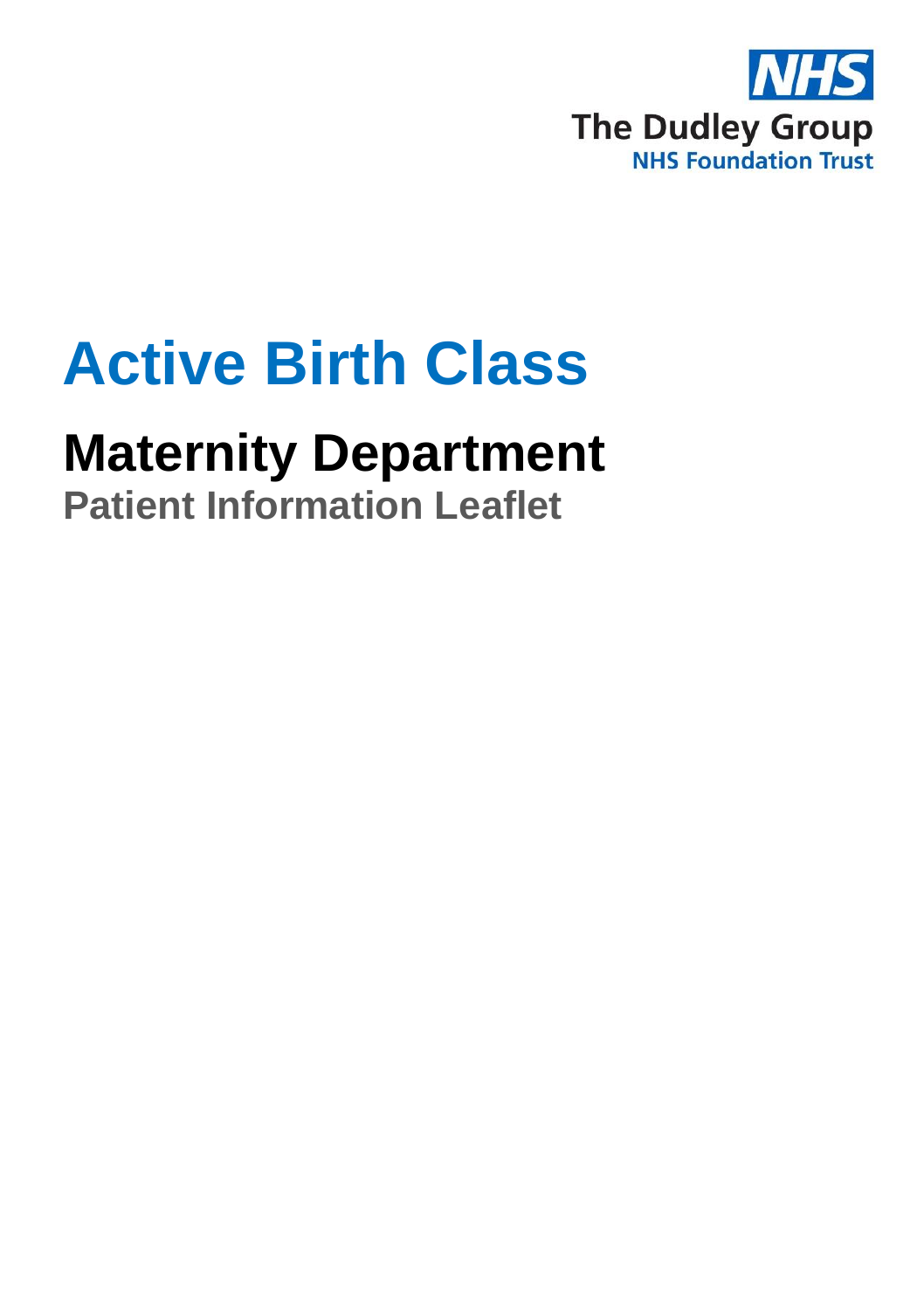NHS

The Dudley Group

NHS Foundation Trust

# Active Birth Class

## Maternity Department

### Patient Information Leaflet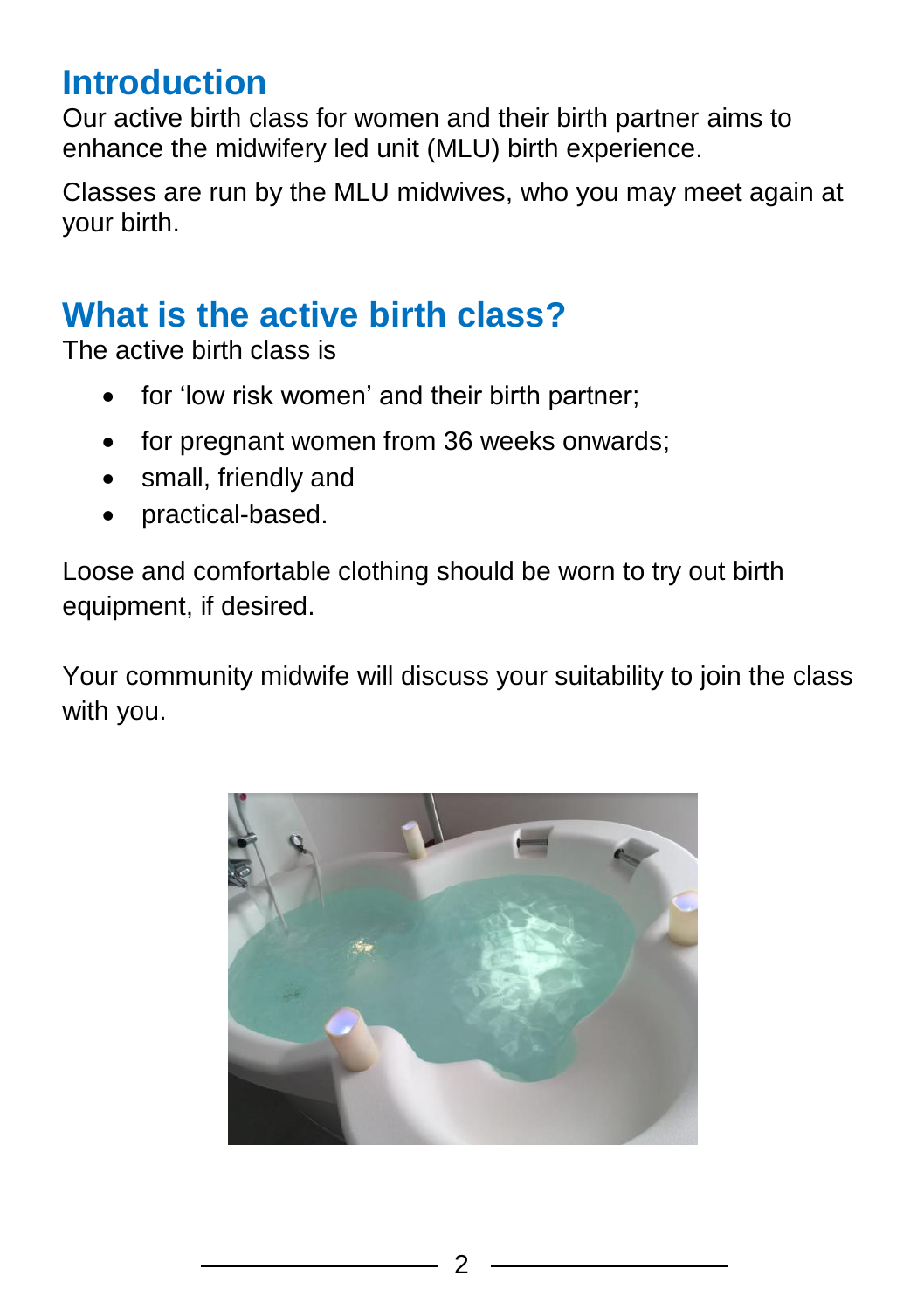## Introduction

Our active birth class for women and their birth partner aims to enhance the midwifery led unit (MLU) birth experience.

Classes are run by the MLU midwives, who you may meet again at your birth.

## What is the active birth class?

The active birth class is

- for 'low risk women' and their birth partner;
- for pregnant women from 36 weeks onwards;
- small, friendly and
- practical-based.

Loose and comfortable clothing should be worn to try out birth equipment, if desired.

Your community midwife will discuss your suitability to join the class with you.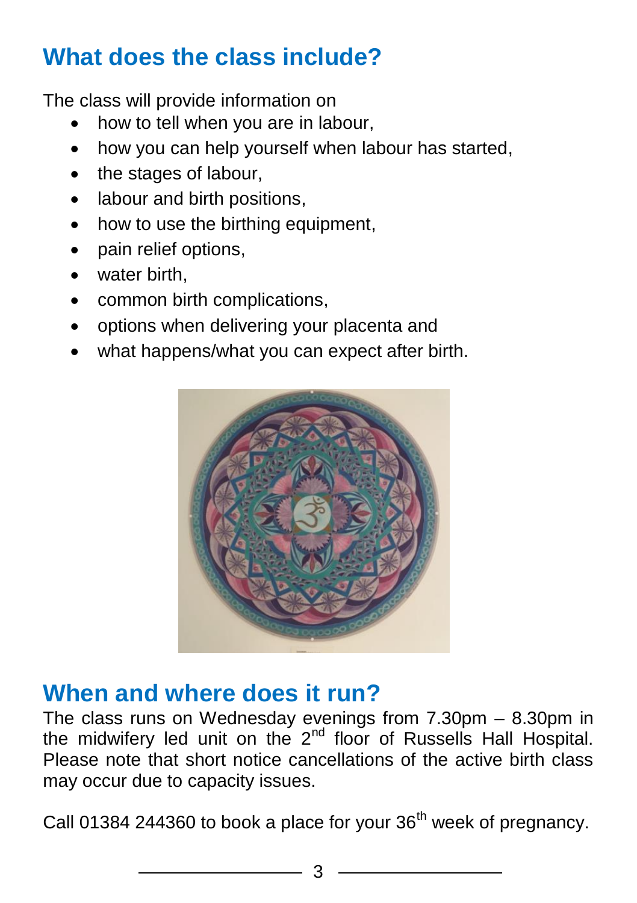## What does the class include?

The class will provide information on

- how to tell when you are in labour,
- how you can help yourself when labour has started,
- the stages of labour,
- labour and birth positions,
- how to use the birthing equipment,
- pain relief options,
- water birth,
- common birth complications,
- options when delivering your placenta and
- what happens/what you can expect after birth.

## When and where does it run?

The class runs on Wednesday evenings from 7.30pm – 8.30pm in the midwifery led unit on the 2nd floor of Russells Hall Hospital. Please note that short notice cancellations of the active birth class may occur due to capacity issues.

Call 01384 244360 to book a place for your 36th week of pregnancy.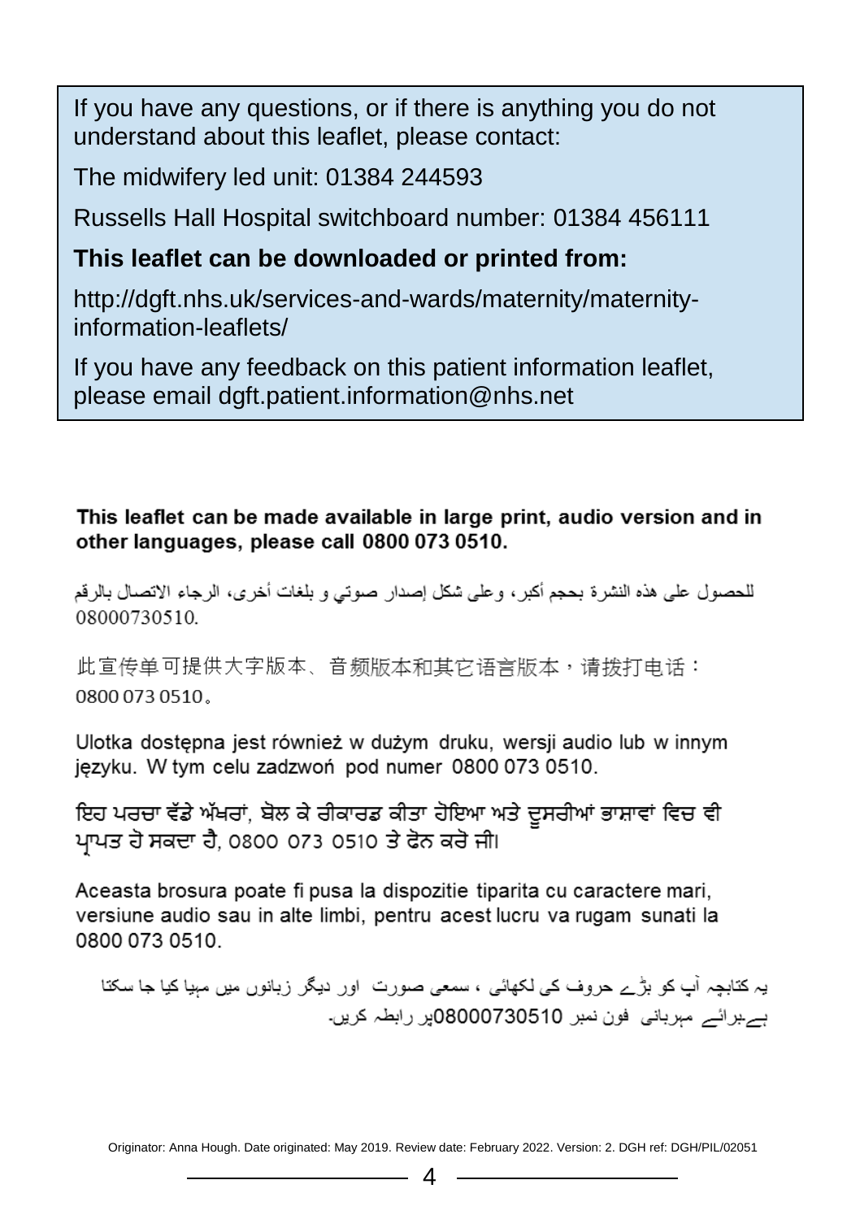If you have any questions, or if there is anything you do not understand about this leaflet, please contact:

The midwifery led unit: 01384 244593

Russells Hall Hospital switchboard number: 01384 456111

**This leaflet can be downloaded or printed from:**

http://dgft.nhs.uk/services-and-wards/maternity/maternity-information-leaflets/

If you have any feedback on this patient information leaflet, please email dgft.patient.information@nhs.net

**This leaflet can be made available in large print, audio version and in other languages, please call 0800 073 0510.**

للحصول على هذه النشرة بحجم أكبر، وعلى شكل إصدار صوتي و بلغات أخرى، الرجاء الاتصال بالرقم 08000730510.

此宣传单可提供大字版本、音频版本和其它语言版本，请拨打电话：0800 073 0510。

Ulotka dostępna jest również w dużym druku, wersji audio lub w innym języku. W tym celu zadzwoń pod numer 0800 073 0510.

ਇਹ ਪਰਚਾ ਵੱਡੇ ਅੱਖਰਾਂ, ਬੋਲ ਕੇ ਰੀਕਾਰਡ ਕੀਤਾ ਹੋਇਆ ਅਤੇ ਦੂਸਰੀਆਂ ਭਾਸ਼ਾਵਾਂ ਵਿਚ ਵੀ ਪ੍ਰਾਪਤ ਹੋ ਸਕਦਾ ਹੈ, 0800 073 0510 ਤੇ ਫੋਨ ਕਰੋ ਜੀ।

Aceasta brosura poate fi pusa la dispozitie tiparita cu caractere mari, versiune audio sau in alte limbi, pentru acest lucru va rugam sunati la 0800 073 0510.

یہ کتابچہ آپ کو بڑے حروف کی لکھائی ، سمعی صورت اور دیگر زبانوں میں مہیا کیا جا سکتا ہے۔برائے مہربانی فون نمبر 08000730510پر رابطہ کریں۔

Originator: Anna Hough. Date originated: May 2019. Review date: February 2022. Version: 2. DGH ref: DGH/PIL/02051